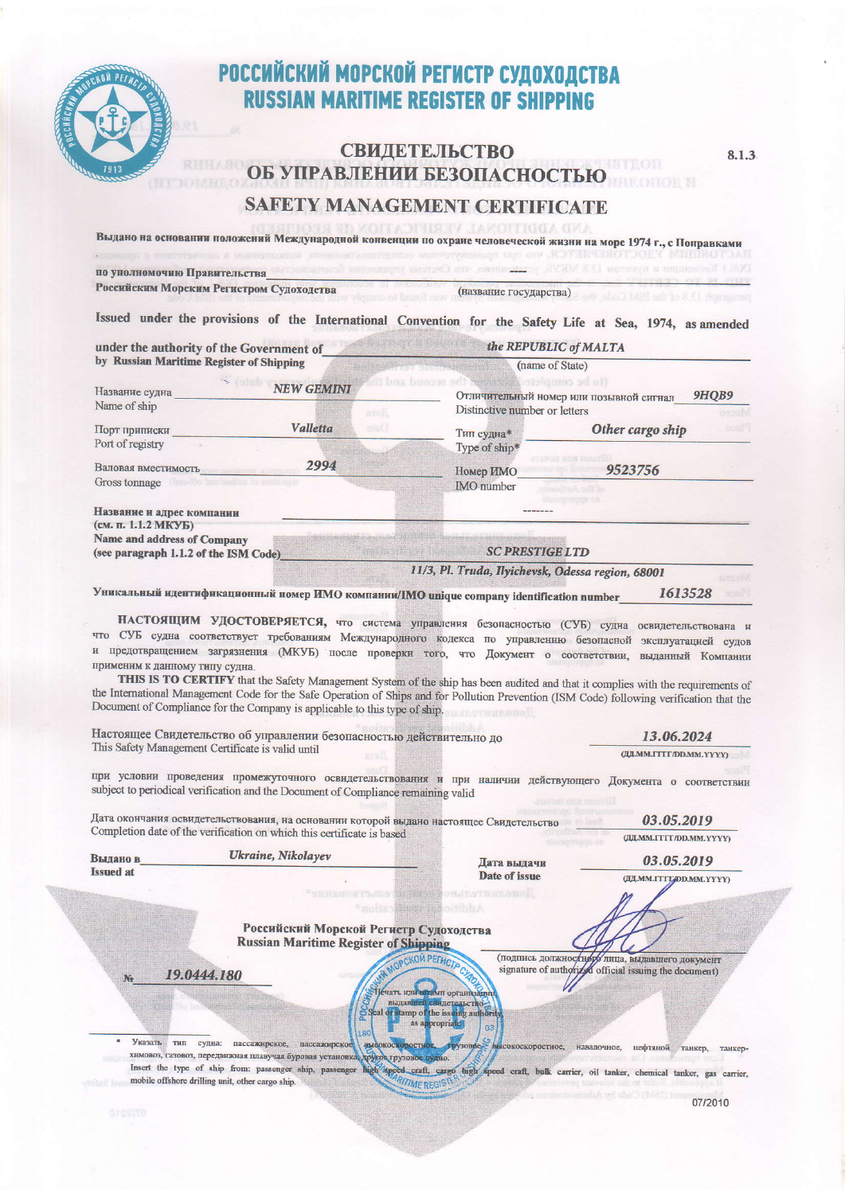# РОССИЙСКИЙ МОРСКОЙ РЕГИСТР СУДОХОДСТВА
# RUSSIAN MARITIME REGISTER OF SHIPPING

8.1.3

## СВИДЕТЕЛЬСТВО ОБ УПРАВЛЕНИИ БЕЗОПАСНОСТЬЮ
## SAFETY MANAGEMENT CERTIFICATE

**Выдано на основании положений Международной конвенции по охране человеческой жизни на море 1974 г., с Поправками**

**по уполномочию Правительства** ---
**Российским Морским Регистром Судоходства** (название государства)

**Issued under the provisions of the International Convention for the Safety Life at Sea, 1974, as amended**

**under the authority of the Government of** *the REPUBLIC of MALTA*
**by Russian Maritime Register of Shipping** (name of State)

| | | | |
|---|---|---|---|
| Название судна / Name of ship | ***NEW GEMINI*** | Отличительный номер или позывной сигнал / Distinctive number or letters | ***9HQB9*** |
| Порт приписки / Port of registry | ***Valletta*** | Тип судна* / Type of ship* | ***Other cargo ship*** |
| Валовая вместимость / Gross tonnage | ***2994*** | Номер ИМО / IMO number | ***9523756*** |

**Название и адрес компании (см. п. 1.1.2 МКУБ)** -------
**Name and address of Company (see paragraph 1.1.2 of the ISM Code)** ***SC PRESTIGE LTD***
***11/3, Pl. Truda, Ilyichevsk, Odessa region, 68001***

**Уникальный идентификационный номер ИМО компании/IMO unique company identification number** ***1613528***

**НАСТОЯЩИМ УДОСТОВЕРЯЕТСЯ**, что система управления безопасностью (СУБ) судна освидетельствована и что СУБ судна соответствует требованиям Международного кодекса по управлению безопасной эксплуатацией судов и предотвращением загрязнения (МКУБ) после проверки того, что Документ о соответствии, выданный Компании применим к данному типу судна.

**THIS IS TO CERTIFY** that the Safety Management System of the ship has been audited and that it complies with the requirements of the International Management Code for the Safe Operation of Ships and for Pollution Prevention (ISM Code) following verification that the Document of Compliance for the Company is applicable to this type of ship.

Настоящее Свидетельство об управлении безопасностью действительно до / This Safety Management Certificate is valid until ***13.06.2024*** (ДД.ММ.ГГГГ/DD.MM.YYYY)

при условии проведения промежуточного освидетельствования и при наличии действующего Документа о соответствии / subject to periodical verification and the Document of Compliance remaining valid

Дата окончания освидетельствования, на основании которой выдано настоящее Свидетельство / Completion date of the verification on which this certificate is based ***03.05.2019*** (ДД.ММ.ГГГГ/DD.MM.YYYY)

**Выдано в / Issued at** ***Ukraine, Nikolayev***

**Дата выдачи / Date of issue** ***03.05.2019*** (ДД.ММ.ГГГГ/DD.MM.YYYY)

**Российский Морской Регистр Судоходства**
**Russian Maritime Register of Shipping**

(подпись должностного лица, выдавшего документ / signature of authorized official issuing the document)

№ ***19.0444.180***

Печать или штамп организации, выдавшей свидетельство / Seal or stamp of the issuing authority, as appropriate

\* Указать тип судна: пассажирское, пассажирское высокоскоростное, грузовое высокоскоростное, навалочное, нефтяной танкер, танкер-химовоз, газовоз, передвижная плавучая буровая установка, другое грузовое судно.
Insert the type of ship from: passenger ship, passenger high speed craft, cargo high speed craft, bulk carrier, oil tanker, chemical tanker, gas carrier, mobile offshore drilling unit, other cargo ship.

07/2010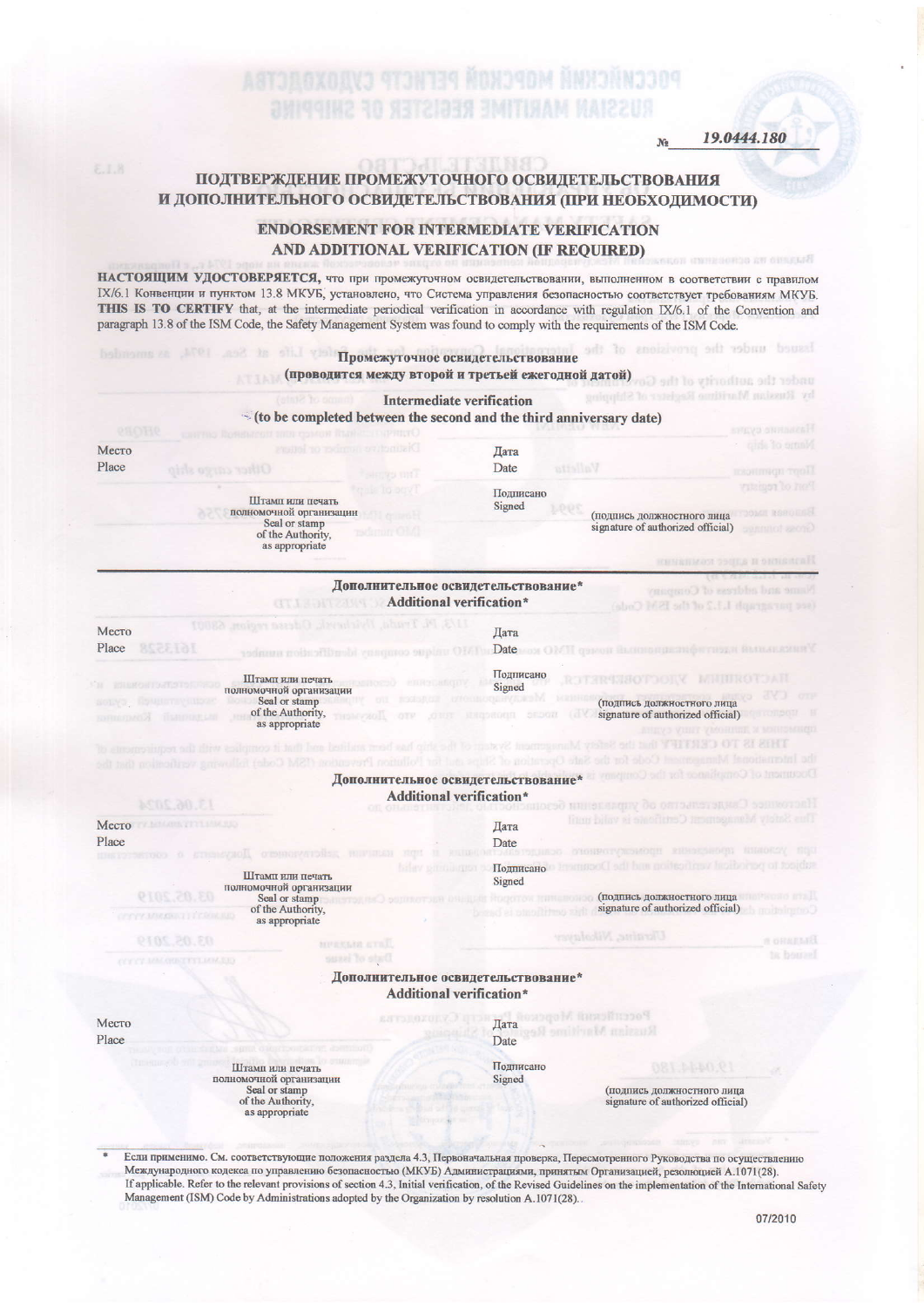№ *19.0444.180*

## ПОДТВЕРЖДЕНИЕ ПРОМЕЖУТОЧНОГО ОСВИДЕТЕЛЬСТВОВАНИЯ И ДОПОЛНИТЕЛЬНОГО ОСВИДЕТЕЛЬСТВОВАНИЯ (ПРИ НЕОБХОДИМОСТИ)

## ENDORSEMENT FOR INTERMEDIATE VERIFICATION AND ADDITIONAL VERIFICATION (IF REQUIRED)

**НАСТОЯЩИМ УДОСТОВЕРЯЕТСЯ,** что при промежуточном освидетельствовании, выполненном в соответствии с правилом IX/6.1 Конвенции и пунктом 13.8 МКУБ, установлено, что Система управления безопасностью соответствует требованиям МКУБ.
**THIS IS TO CERTIFY** that, at the intermediate periodical verification in accordance with regulation IX/6.1 of the Convention and paragraph 13.8 of the ISM Code, the Safety Management System was found to comply with the requirements of the ISM Code.

### Промежуточное освидетельствование
**(проводится между второй и третьей ежегодной датой)**

### Intermediate verification
**(to be completed between the second and the third anniversary date)**

Место / Place ____________________

Дата / Date ____________________

Подписано / Signed ____________________ (подпись должностного лица / signature of authorized official)

Штамп или печать полномочной организации / Seal or stamp of the Authority, as appropriate

---

### Дополнительное освидетельствование*
**Additional verification***

Место / Place ____________________

Дата / Date ____________________

Подписано / Signed ____________________ (подпись должностного лица / signature of authorized official)

Штамп или печать полномочной организации / Seal or stamp of the Authority, as appropriate

### Дополнительное освидетельствование*
**Additional verification***

Место / Place ____________________

Дата / Date ____________________

Подписано / Signed ____________________ (подпись должностного лица / signature of authorized official)

Штамп или печать полномочной организации / Seal or stamp of the Authority, as appropriate

### Дополнительное освидетельствование*
**Additional verification***

Место / Place ____________________

Дата / Date ____________________

Подписано / Signed ____________________ (подпись должностного лица / signature of authorized official)

Штамп или печать полномочной организации / Seal or stamp of the Authority, as appropriate

---

\* Если применимо. См. соответствующие положения раздела 4.3, Первоначальная проверка, Пересмотренного Руководства по осуществлению Международного кодекса по управлению безопасностью (МКУБ) Администрациями, принятым Организацией, резолюцией A.1071(28).
If applicable. Refer to the relevant provisions of section 4.3, Initial verification, of the Revised Guidelines on the implementation of the International Safety Management (ISM) Code by Administrations adopted by the Organization by resolution A.1071(28).

07/2010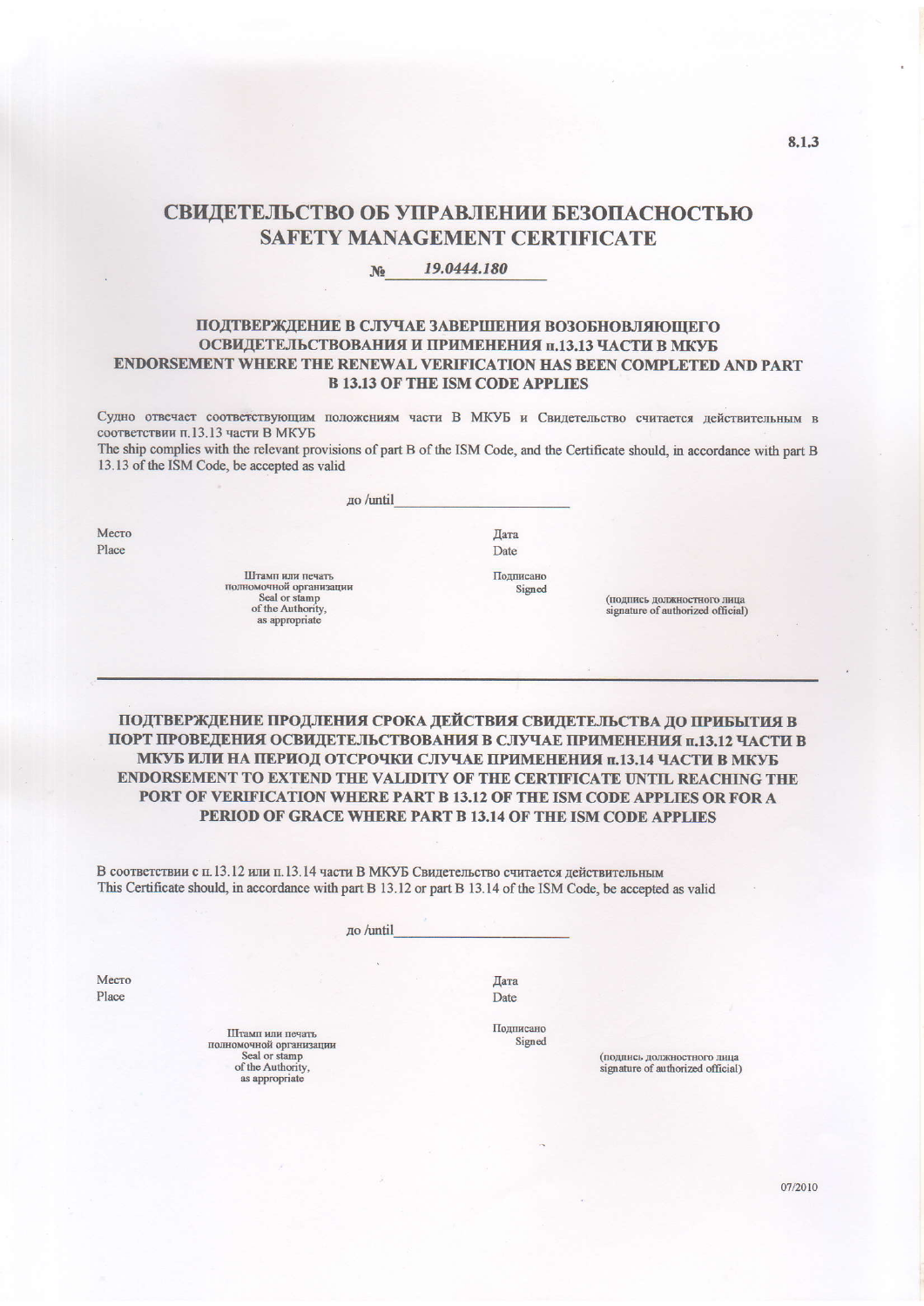8.1.3

# СВИДЕТЕЛЬСТВО ОБ УПРАВЛЕНИИ БЕЗОПАСНОСТЬЮ
# SAFETY MANAGEMENT CERTIFICATE

№ *19.0444.180*

## ПОДТВЕРЖДЕНИЕ В СЛУЧАЕ ЗАВЕРШЕНИЯ ВОЗОБНОВЛЯЮЩЕГО ОСВИДЕТЕЛЬСТВОВАНИЯ И ПРИМЕНЕНИЯ п.13.13 ЧАСТИ В МКУБ
## ENDORSEMENT WHERE THE RENEWAL VERIFICATION HAS BEEN COMPLETED AND PART B 13.13 OF THE ISM CODE APPLIES

Судно отвечает соответствующим положениям части В МКУБ и Свидетельство считается действительным в соответствии п.13.13 части В МКУБ
The ship complies with the relevant provisions of part B of the ISM Code, and the Certificate should, in accordance with part B 13.13 of the ISM Code, be accepted as valid

до /until ____________________

Место
Place

Дата
Date

Штамп или печать полномочной организации
Seal or stamp of the Authority, as appropriate

Подписано
Signed

(подпись должностного лица
signature of authorized official)

---

## ПОДТВЕРЖДЕНИЕ ПРОДЛЕНИЯ СРОКА ДЕЙСТВИЯ СВИДЕТЕЛЬСТВА ДО ПРИБЫТИЯ В ПОРТ ПРОВЕДЕНИЯ ОСВИДЕТЕЛЬСТВОВАНИЯ В СЛУЧАЕ ПРИМЕНЕНИЯ п.13.12 ЧАСТИ В МКУБ ИЛИ НА ПЕРИОД ОТСРОЧКИ СЛУЧАЕ ПРИМЕНЕНИЯ п.13.14 ЧАСТИ В МКУБ
## ENDORSEMENT TO EXTEND THE VALIDITY OF THE CERTIFICATE UNTIL REACHING THE PORT OF VERIFICATION WHERE PART B 13.12 OF THE ISM CODE APPLIES OR FOR A PERIOD OF GRACE WHERE PART B 13.14 OF THE ISM CODE APPLIES

В соответствии с п.13.12 или п.13.14 части В МКУБ Свидетельство считается действительным
This Certificate should, in accordance with part B 13.12 or part B 13.14 of the ISM Code, be accepted as valid

до /until ____________________

Место
Place

Дата
Date

Штамп или печать полномочной организации
Seal or stamp of the Authority, as appropriate

Подписано
Signed

(подпись должностного лица
signature of authorized official)

07/2010